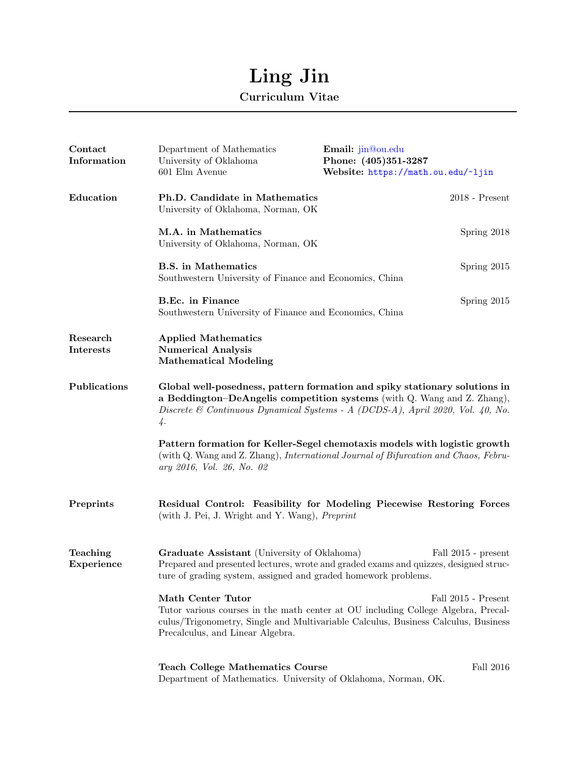# Ling Jin

### Curriculum Vitae

---

## Contact Information

Department of Mathematics
University of Oklahoma
601 Elm Avenue

**Email:** jin@ou.edu
**Phone: (405)351-3287**
**Website:** https://math.ou.edu/~ljin

## Education

**Ph.D. Candidate in Mathematics** — 2018 - Present
University of Oklahoma, Norman, OK

**M.A. in Mathematics** — Spring 2018
University of Oklahoma, Norman, OK

**B.S. in Mathematics** — Spring 2015
Southwestern University of Finance and Economics, China

**B.Ec. in Finance** — Spring 2015
Southwestern University of Finance and Economics, China

## Research Interests

**Applied Mathematics**
**Numerical Analysis**
**Mathematical Modeling**

## Publications

**Global well-posedness, pattern formation and spiky stationary solutions in a Beddington–DeAngelis competition systems** (with Q. Wang and Z. Zhang), *Discrete & Continuous Dynamical Systems - A (DCDS-A), April 2020, Vol. 40, No. 4.*

**Pattern formation for Keller-Segel chemotaxis models with logistic growth** (with Q. Wang and Z. Zhang), *International Journal of Bifurcation and Chaos, February 2016, Vol. 26, No. 02*

## Preprints

**Residual Control: Feasibility for Modeling Piecewise Restoring Forces** (with J. Pei, J. Wright and Y. Wang), *Preprint*

## Teaching Experience

**Graduate Assistant** (University of Oklahoma) — Fall 2015 - present
Prepared and presented lectures, wrote and graded exams and quizzes, designed structure of grading system, assigned and graded homework problems.

**Math Center Tutor** — Fall 2015 - Present
Tutor various courses in the math center at OU including College Algebra, Precalculus/Trigonometry, Single and Multivariable Calculus, Business Calculus, Business Precalculus, and Linear Algebra.

**Teach College Mathematics Course** — Fall 2016
Department of Mathematics. University of Oklahoma, Norman, OK.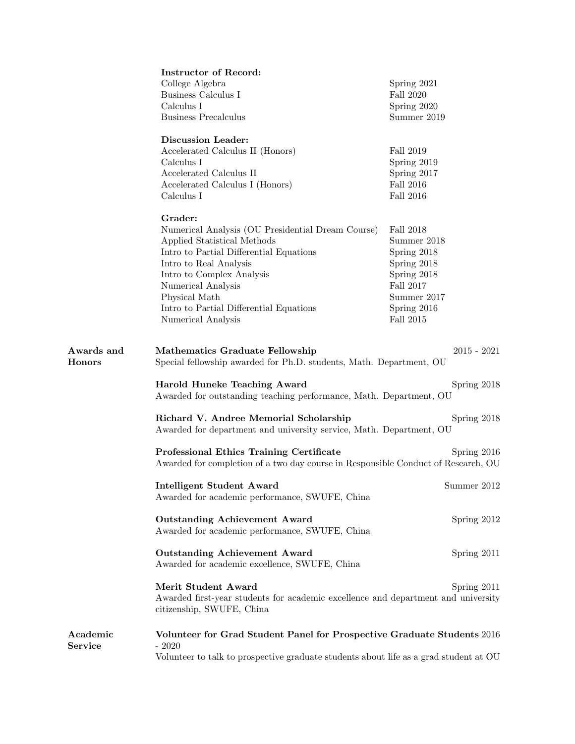**Instructor of Record:**

| | |
|---|---|
| College Algebra | Spring 2021 |
| Business Calculus I | Fall 2020 |
| Calculus I | Spring 2020 |
| Business Precalculus | Summer 2019 |

**Discussion Leader:**

| | |
|---|---|
| Accelerated Calculus II (Honors) | Fall 2019 |
| Calculus I | Spring 2019 |
| Accelerated Calculus II | Spring 2017 |
| Accelerated Calculus I (Honors) | Fall 2016 |
| Calculus I | Fall 2016 |

**Grader:**

| | |
|---|---|
| Numerical Analysis (OU Presidential Dream Course) | Fall 2018 |
| Applied Statistical Methods | Summer 2018 |
| Intro to Partial Differential Equations | Spring 2018 |
| Intro to Real Analysis | Spring 2018 |
| Intro to Complex Analysis | Spring 2018 |
| Numerical Analysis | Fall 2017 |
| Physical Math | Summer 2017 |
| Intro to Partial Differential Equations | Spring 2016 |
| Numerical Analysis | Fall 2015 |

## Awards and Honors

**Mathematics Graduate Fellowship** 2015 - 2021
Special fellowship awarded for Ph.D. students, Math. Department, OU

**Harold Huneke Teaching Award** Spring 2018
Awarded for outstanding teaching performance, Math. Department, OU

**Richard V. Andree Memorial Scholarship** Spring 2018
Awarded for department and university service, Math. Department, OU

**Professional Ethics Training Certificate** Spring 2016
Awarded for completion of a two day course in Responsible Conduct of Research, OU

**Intelligent Student Award** Summer 2012
Awarded for academic performance, SWUFE, China

**Outstanding Achievement Award** Spring 2012
Awarded for academic performance, SWUFE, China

**Outstanding Achievement Award** Spring 2011
Awarded for academic excellence, SWUFE, China

**Merit Student Award** Spring 2011
Awarded first-year students for academic excellence and department and university citizenship, SWUFE, China

## Academic Service

**Volunteer for Grad Student Panel for Prospective Graduate Students** 2016 - 2020
Volunteer to talk to prospective graduate students about life as a grad student at OU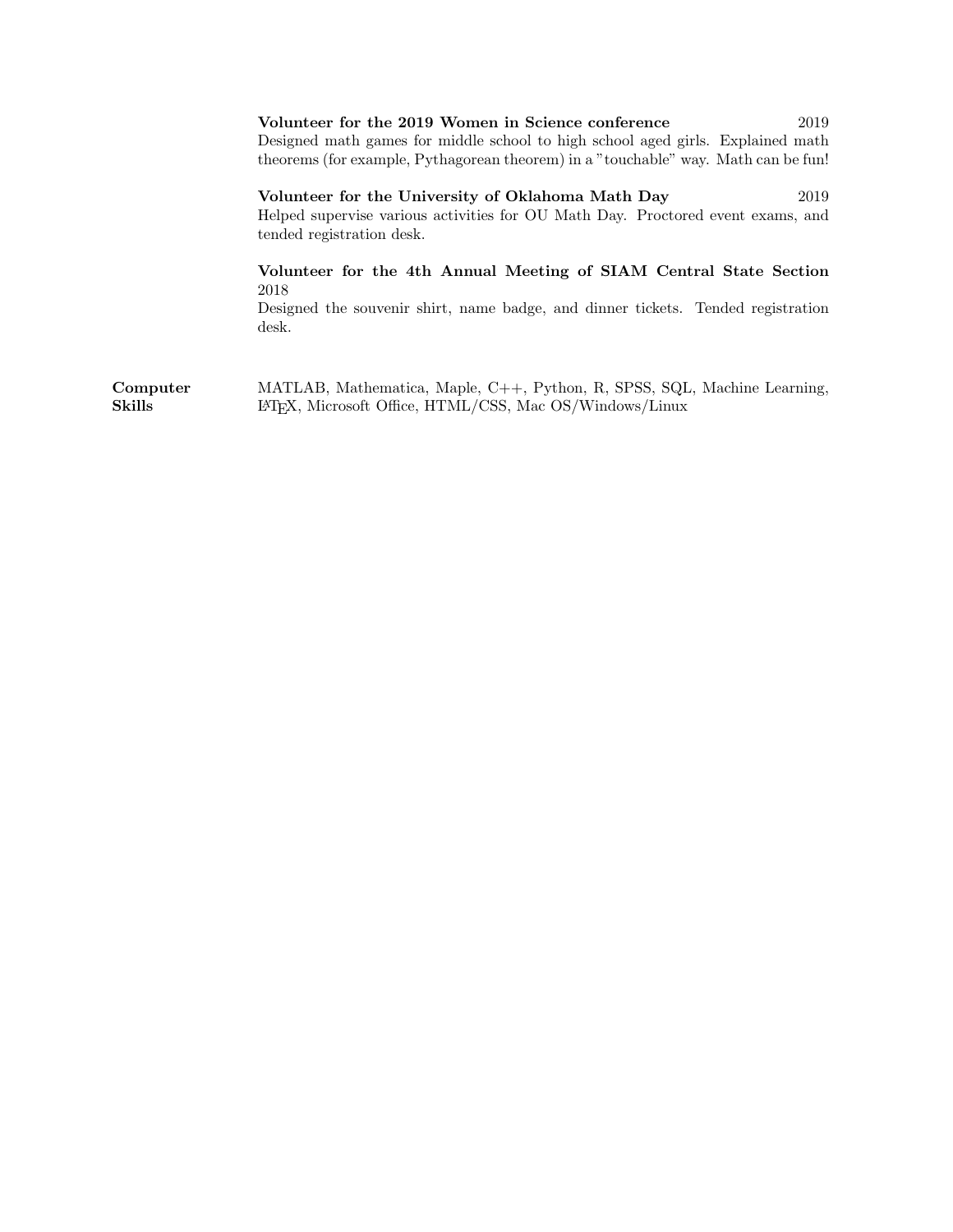**Volunteer for the 2019 Women in Science conference** 2019

Designed math games for middle school to high school aged girls. Explained math theorems (for example, Pythagorean theorem) in a "touchable" way. Math can be fun!

**Volunteer for the University of Oklahoma Math Day** 2019

Helped supervise various activities for OU Math Day. Proctored event exams, and tended registration desk.

**Volunteer for the 4th Annual Meeting of SIAM Central State Section** 2018

Designed the souvenir shirt, name badge, and dinner tickets. Tended registration desk.

**Computer Skills**

MATLAB, Mathematica, Maple, C++, Python, R, SPSS, SQL, Machine Learning, LaTeX, Microsoft Office, HTML/CSS, Mac OS/Windows/Linux